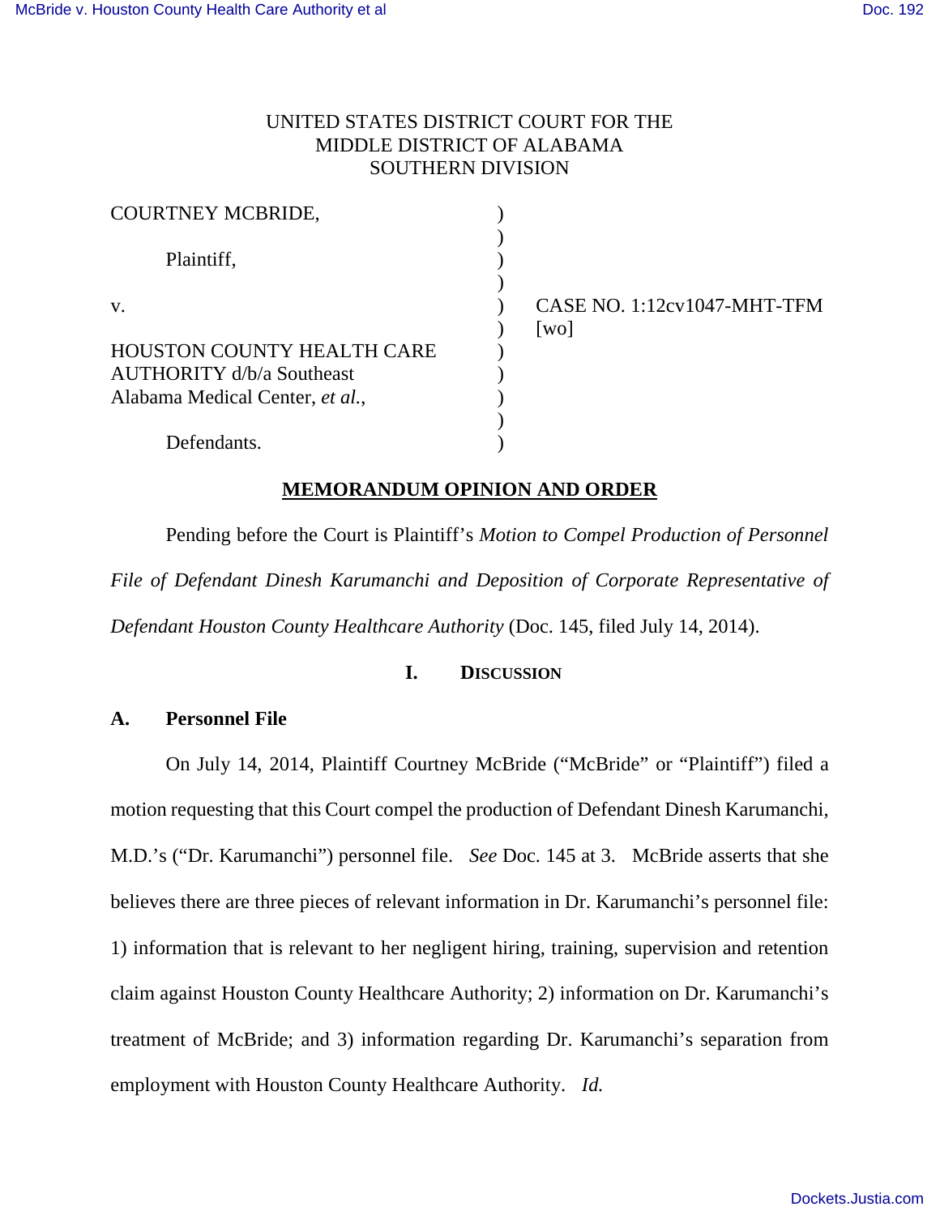UNITED STATES DISTRICT COURT FOR THE
MIDDLE DISTRICT OF ALABAMA
SOUTHERN DIVISION

| | | |
|---|---|---|
| COURTNEY MCBRIDE, | ) | |
| | ) | |
| Plaintiff, | ) | |
| | ) | |
| v. | ) | CASE NO. 1:12cv1047-MHT-TFM |
| | ) | [wo] |
| HOUSTON COUNTY HEALTH CARE AUTHORITY d/b/a Southeast Alabama Medical Center, *et al.*, | ) | |
| | ) | |
| Defendants. | ) | |

**MEMORANDUM OPINION AND ORDER**

Pending before the Court is Plaintiff's *Motion to Compel Production of Personnel File of Defendant Dinesh Karumanchi and Deposition of Corporate Representative of Defendant Houston County Healthcare Authority* (Doc. 145, filed July 14, 2014).

## I. DISCUSSION

### A. Personnel File

On July 14, 2014, Plaintiff Courtney McBride ("McBride" or "Plaintiff") filed a motion requesting that this Court compel the production of Defendant Dinesh Karumanchi, M.D.'s ("Dr. Karumanchi") personnel file. *See* Doc. 145 at 3. McBride asserts that she believes there are three pieces of relevant information in Dr. Karumanchi's personnel file: 1) information that is relevant to her negligent hiring, training, supervision and retention claim against Houston County Healthcare Authority; 2) information on Dr. Karumanchi's treatment of McBride; and 3) information regarding Dr. Karumanchi's separation from employment with Houston County Healthcare Authority. *Id.*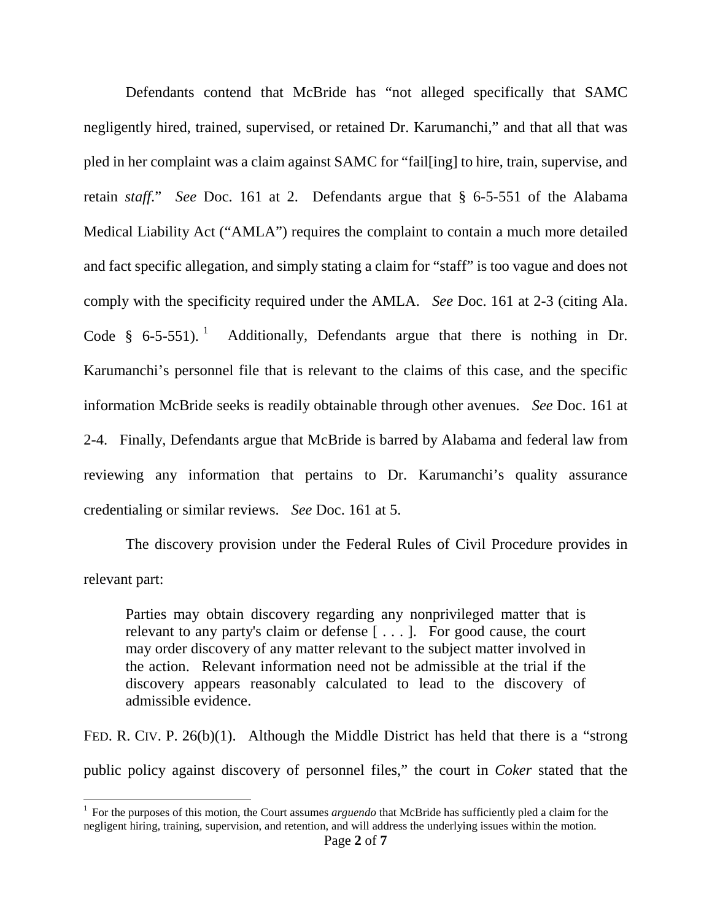Defendants contend that McBride has "not alleged specifically that SAMC negligently hired, trained, supervised, or retained Dr. Karumanchi," and that all that was pled in her complaint was a claim against SAMC for "fail[ing] to hire, train, supervise, and retain *staff*." *See* Doc. 161 at 2. Defendants argue that § 6-5-551 of the Alabama Medical Liability Act ("AMLA") requires the complaint to contain a much more detailed and fact specific allegation, and simply stating a claim for "staff" is too vague and does not comply with the specificity required under the AMLA. *See* Doc. 161 at 2-3 (citing Ala. Code § 6-5-551).[1] Additionally, Defendants argue that there is nothing in Dr. Karumanchi's personnel file that is relevant to the claims of this case, and the specific information McBride seeks is readily obtainable through other avenues. *See* Doc. 161 at 2-4. Finally, Defendants argue that McBride is barred by Alabama and federal law from reviewing any information that pertains to Dr. Karumanchi's quality assurance credentialing or similar reviews. *See* Doc. 161 at 5.

The discovery provision under the Federal Rules of Civil Procedure provides in relevant part:

> Parties may obtain discovery regarding any nonprivileged matter that is relevant to any party's claim or defense [ . . . ]. For good cause, the court may order discovery of any matter relevant to the subject matter involved in the action. Relevant information need not be admissible at the trial if the discovery appears reasonably calculated to lead to the discovery of admissible evidence.

FED. R. CIV. P. 26(b)(1). Although the Middle District has held that there is a "strong public policy against discovery of personnel files," the court in *Coker* stated that the

[1] For the purposes of this motion, the Court assumes *arguendo* that McBride has sufficiently pled a claim for the negligent hiring, training, supervision, and retention, and will address the underlying issues within the motion.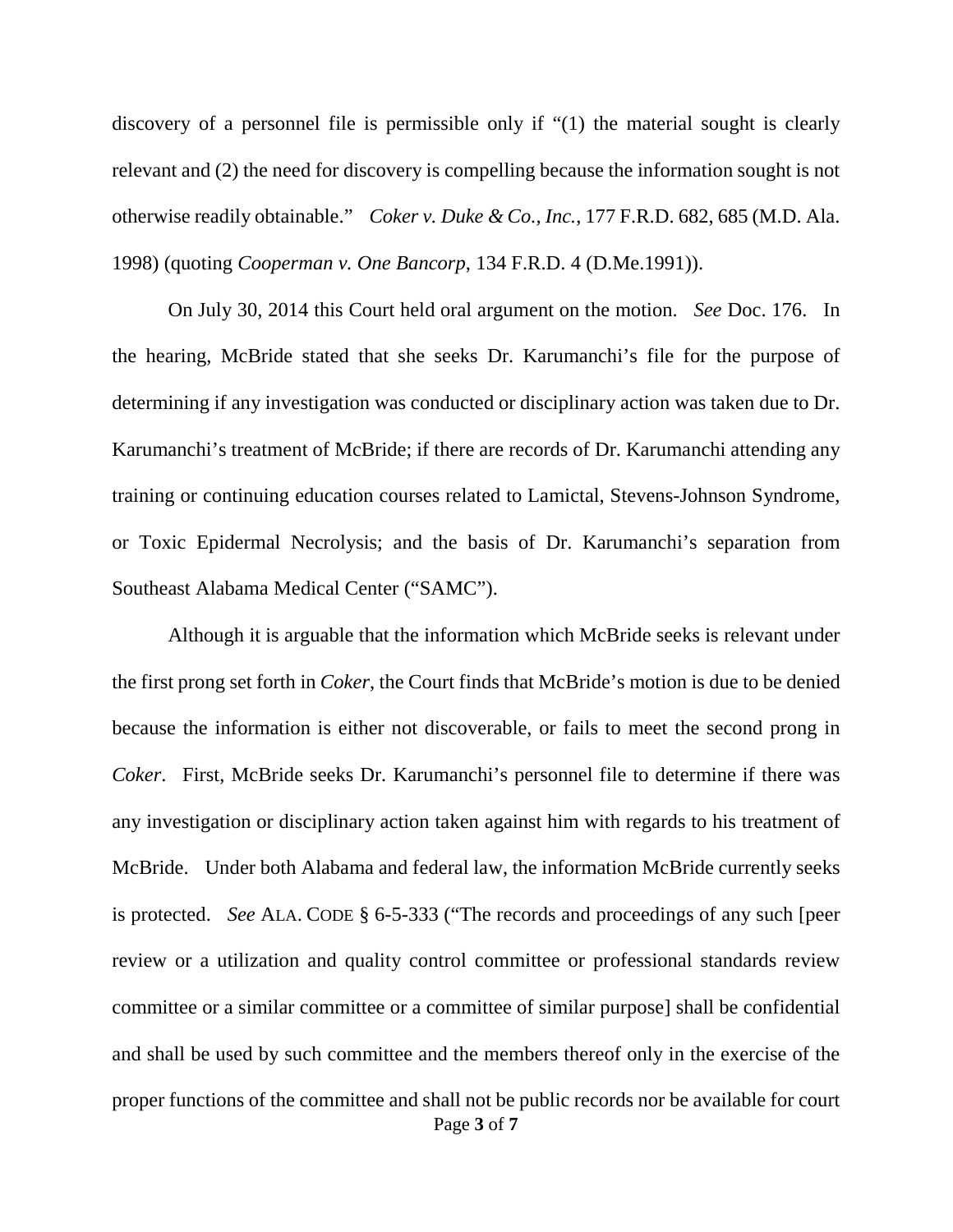discovery of a personnel file is permissible only if "(1) the material sought is clearly relevant and (2) the need for discovery is compelling because the information sought is not otherwise readily obtainable." *Coker v. Duke & Co., Inc.*, 177 F.R.D. 682, 685 (M.D. Ala. 1998) (quoting *Cooperman v. One Bancorp*, 134 F.R.D. 4 (D.Me.1991)).

On July 30, 2014 this Court held oral argument on the motion. *See* Doc. 176. In the hearing, McBride stated that she seeks Dr. Karumanchi's file for the purpose of determining if any investigation was conducted or disciplinary action was taken due to Dr. Karumanchi's treatment of McBride; if there are records of Dr. Karumanchi attending any training or continuing education courses related to Lamictal, Stevens-Johnson Syndrome, or Toxic Epidermal Necrolysis; and the basis of Dr. Karumanchi's separation from Southeast Alabama Medical Center ("SAMC").

Although it is arguable that the information which McBride seeks is relevant under the first prong set forth in *Coker*, the Court finds that McBride's motion is due to be denied because the information is either not discoverable, or fails to meet the second prong in *Coker*. First, McBride seeks Dr. Karumanchi's personnel file to determine if there was any investigation or disciplinary action taken against him with regards to his treatment of McBride. Under both Alabama and federal law, the information McBride currently seeks is protected. *See* ALA. CODE § 6-5-333 ("The records and proceedings of any such [peer review or a utilization and quality control committee or professional standards review committee or a similar committee or a committee of similar purpose] shall be confidential and shall be used by such committee and the members thereof only in the exercise of the proper functions of the committee and shall not be public records nor be available for court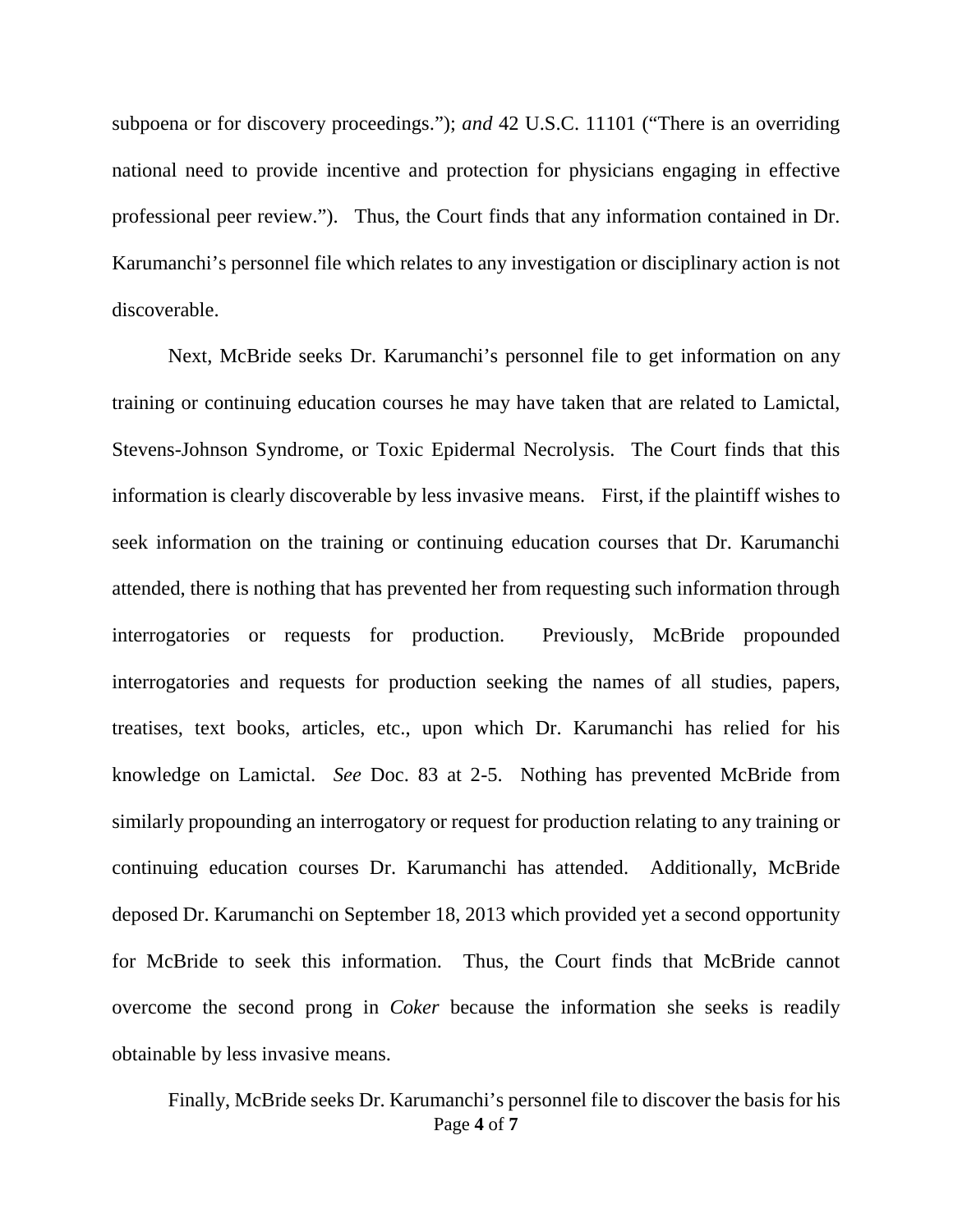subpoena or for discovery proceedings."); *and* 42 U.S.C. 11101 ("There is an overriding national need to provide incentive and protection for physicians engaging in effective professional peer review."). Thus, the Court finds that any information contained in Dr. Karumanchi's personnel file which relates to any investigation or disciplinary action is not discoverable.

Next, McBride seeks Dr. Karumanchi's personnel file to get information on any training or continuing education courses he may have taken that are related to Lamictal, Stevens-Johnson Syndrome, or Toxic Epidermal Necrolysis. The Court finds that this information is clearly discoverable by less invasive means. First, if the plaintiff wishes to seek information on the training or continuing education courses that Dr. Karumanchi attended, there is nothing that has prevented her from requesting such information through interrogatories or requests for production. Previously, McBride propounded interrogatories and requests for production seeking the names of all studies, papers, treatises, text books, articles, etc., upon which Dr. Karumanchi has relied for his knowledge on Lamictal. *See* Doc. 83 at 2-5. Nothing has prevented McBride from similarly propounding an interrogatory or request for production relating to any training or continuing education courses Dr. Karumanchi has attended. Additionally, McBride deposed Dr. Karumanchi on September 18, 2013 which provided yet a second opportunity for McBride to seek this information. Thus, the Court finds that McBride cannot overcome the second prong in *Coker* because the information she seeks is readily obtainable by less invasive means.

Finally, McBride seeks Dr. Karumanchi's personnel file to discover the basis for his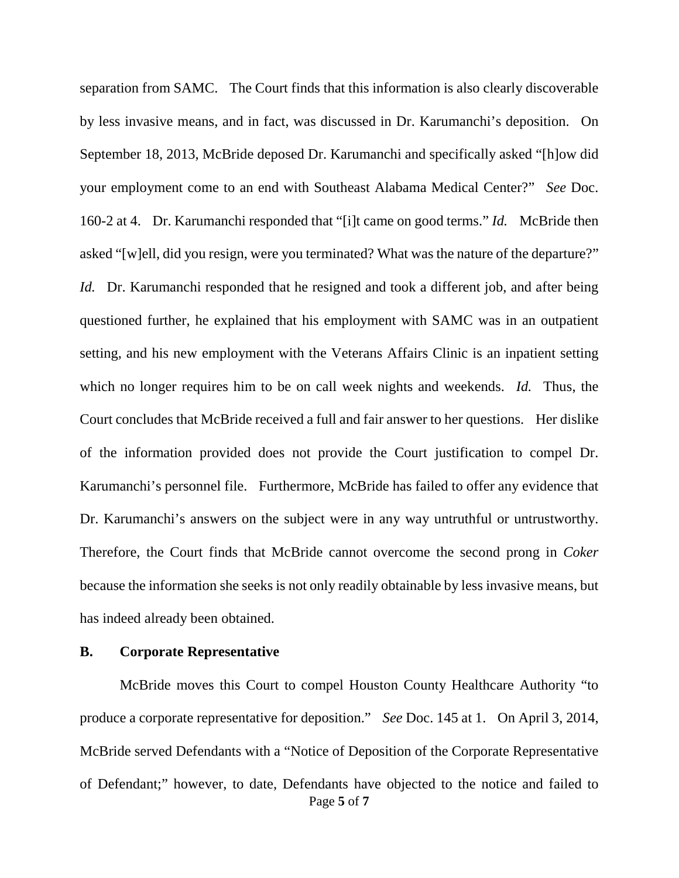separation from SAMC. The Court finds that this information is also clearly discoverable by less invasive means, and in fact, was discussed in Dr. Karumanchi's deposition. On September 18, 2013, McBride deposed Dr. Karumanchi and specifically asked "[h]ow did your employment come to an end with Southeast Alabama Medical Center?" *See* Doc. 160-2 at 4. Dr. Karumanchi responded that "[i]t came on good terms." *Id.* McBride then asked "[w]ell, did you resign, were you terminated? What was the nature of the departure?" *Id.* Dr. Karumanchi responded that he resigned and took a different job, and after being questioned further, he explained that his employment with SAMC was in an outpatient setting, and his new employment with the Veterans Affairs Clinic is an inpatient setting which no longer requires him to be on call week nights and weekends. *Id.* Thus, the Court concludes that McBride received a full and fair answer to her questions. Her dislike of the information provided does not provide the Court justification to compel Dr. Karumanchi's personnel file. Furthermore, McBride has failed to offer any evidence that Dr. Karumanchi's answers on the subject were in any way untruthful or untrustworthy. Therefore, the Court finds that McBride cannot overcome the second prong in *Coker* because the information she seeks is not only readily obtainable by less invasive means, but has indeed already been obtained.

**B. Corporate Representative**

McBride moves this Court to compel Houston County Healthcare Authority "to produce a corporate representative for deposition." *See* Doc. 145 at 1. On April 3, 2014, McBride served Defendants with a "Notice of Deposition of the Corporate Representative of Defendant;" however, to date, Defendants have objected to the notice and failed to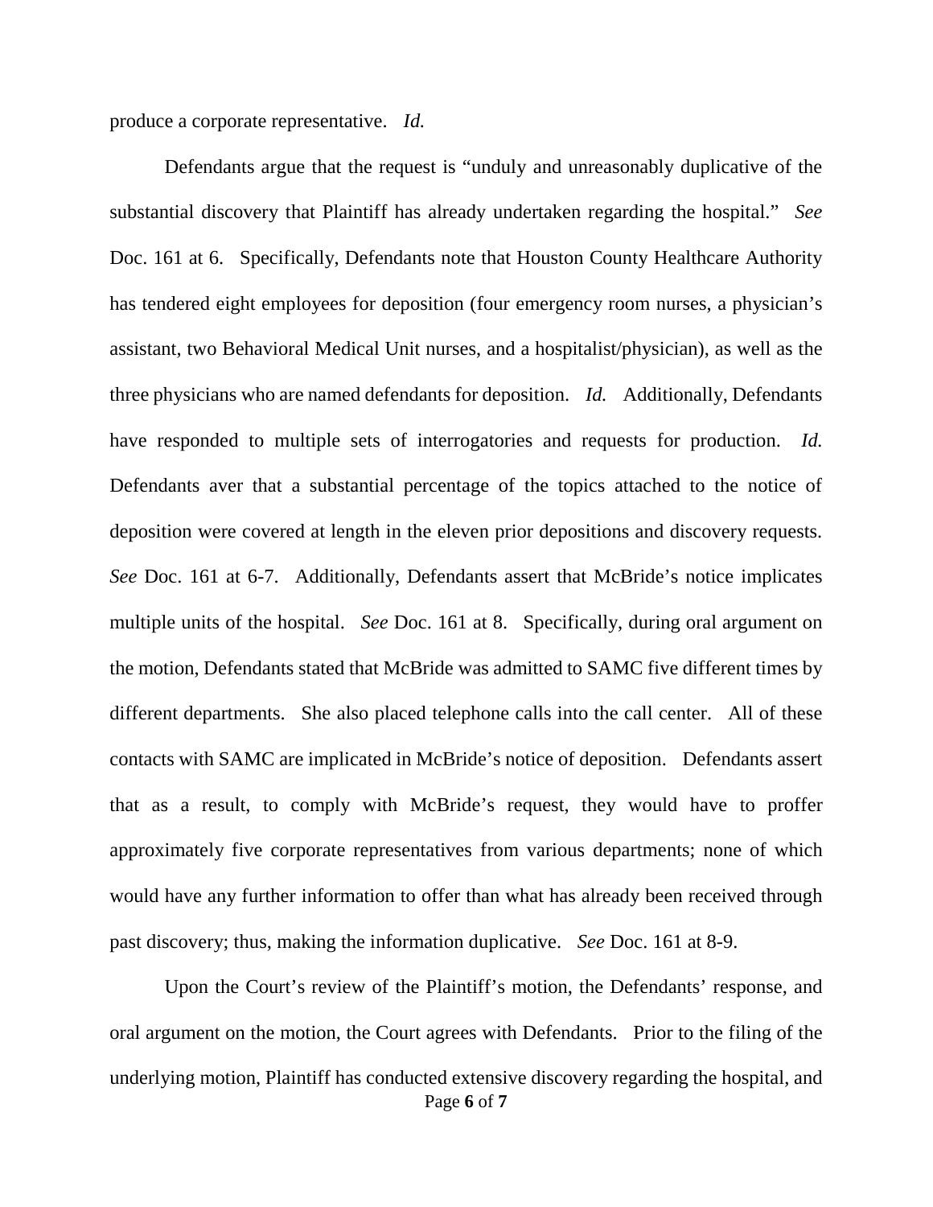produce a corporate representative. *Id.*

Defendants argue that the request is "unduly and unreasonably duplicative of the substantial discovery that Plaintiff has already undertaken regarding the hospital." *See* Doc. 161 at 6. Specifically, Defendants note that Houston County Healthcare Authority has tendered eight employees for deposition (four emergency room nurses, a physician's assistant, two Behavioral Medical Unit nurses, and a hospitalist/physician), as well as the three physicians who are named defendants for deposition. *Id.* Additionally, Defendants have responded to multiple sets of interrogatories and requests for production. *Id.* Defendants aver that a substantial percentage of the topics attached to the notice of deposition were covered at length in the eleven prior depositions and discovery requests. *See* Doc. 161 at 6-7. Additionally, Defendants assert that McBride's notice implicates multiple units of the hospital. *See* Doc. 161 at 8. Specifically, during oral argument on the motion, Defendants stated that McBride was admitted to SAMC five different times by different departments. She also placed telephone calls into the call center. All of these contacts with SAMC are implicated in McBride's notice of deposition. Defendants assert that as a result, to comply with McBride's request, they would have to proffer approximately five corporate representatives from various departments; none of which would have any further information to offer than what has already been received through past discovery; thus, making the information duplicative. *See* Doc. 161 at 8-9.

Upon the Court's review of the Plaintiff's motion, the Defendants' response, and oral argument on the motion, the Court agrees with Defendants. Prior to the filing of the underlying motion, Plaintiff has conducted extensive discovery regarding the hospital, and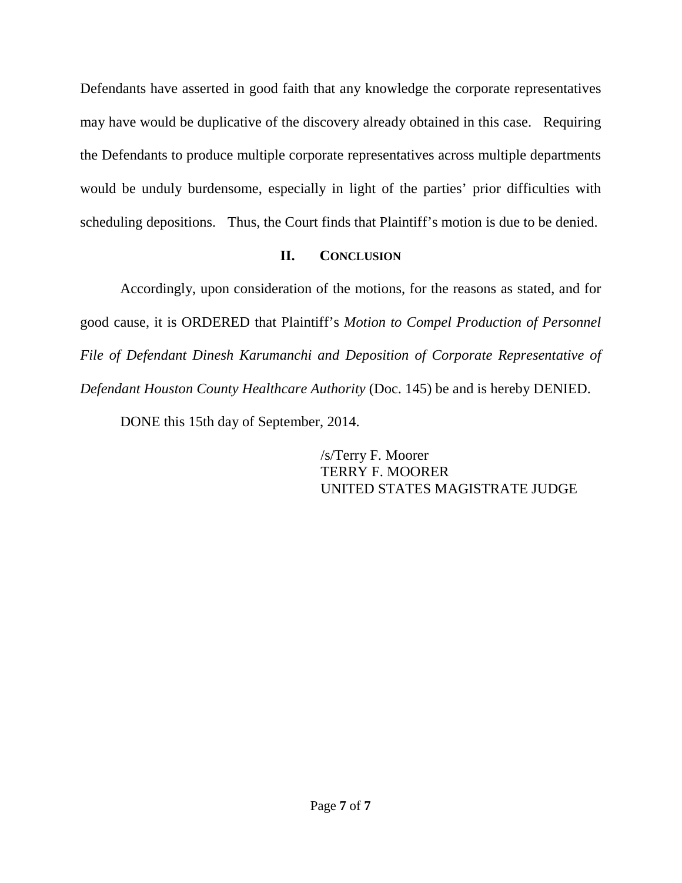Defendants have asserted in good faith that any knowledge the corporate representatives may have would be duplicative of the discovery already obtained in this case. Requiring the Defendants to produce multiple corporate representatives across multiple departments would be unduly burdensome, especially in light of the parties' prior difficulties with scheduling depositions. Thus, the Court finds that Plaintiff's motion is due to be denied.

## II. CONCLUSION

Accordingly, upon consideration of the motions, for the reasons as stated, and for good cause, it is ORDERED that Plaintiff's *Motion to Compel Production of Personnel File of Defendant Dinesh Karumanchi and Deposition of Corporate Representative of Defendant Houston County Healthcare Authority* (Doc. 145) be and is hereby DENIED.

DONE this 15th day of September, 2014.

/s/Terry F. Moorer
TERRY F. MOORER
UNITED STATES MAGISTRATE JUDGE